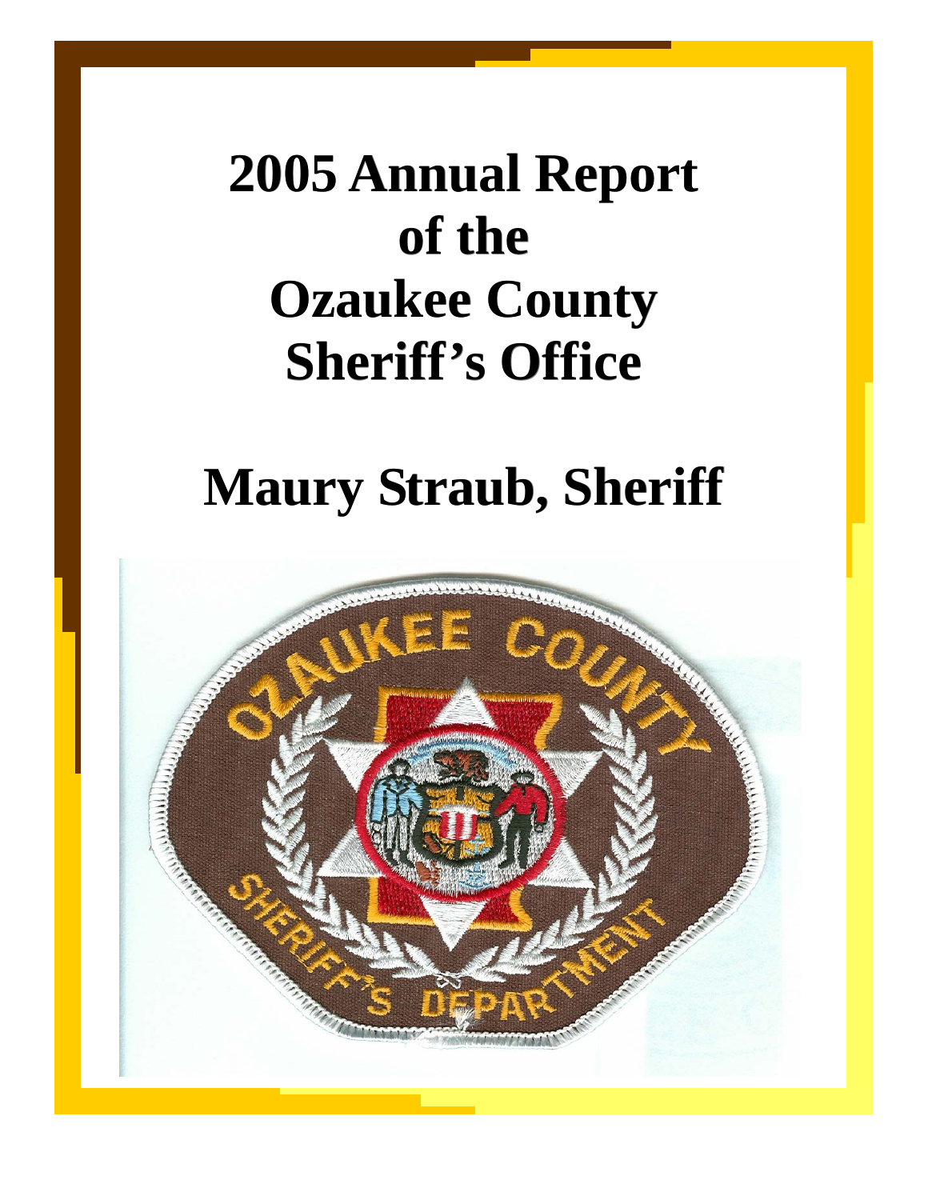# 2005 Annual Report of the Ozaukee County Sheriff's Office

## Maury Straub, Sheriff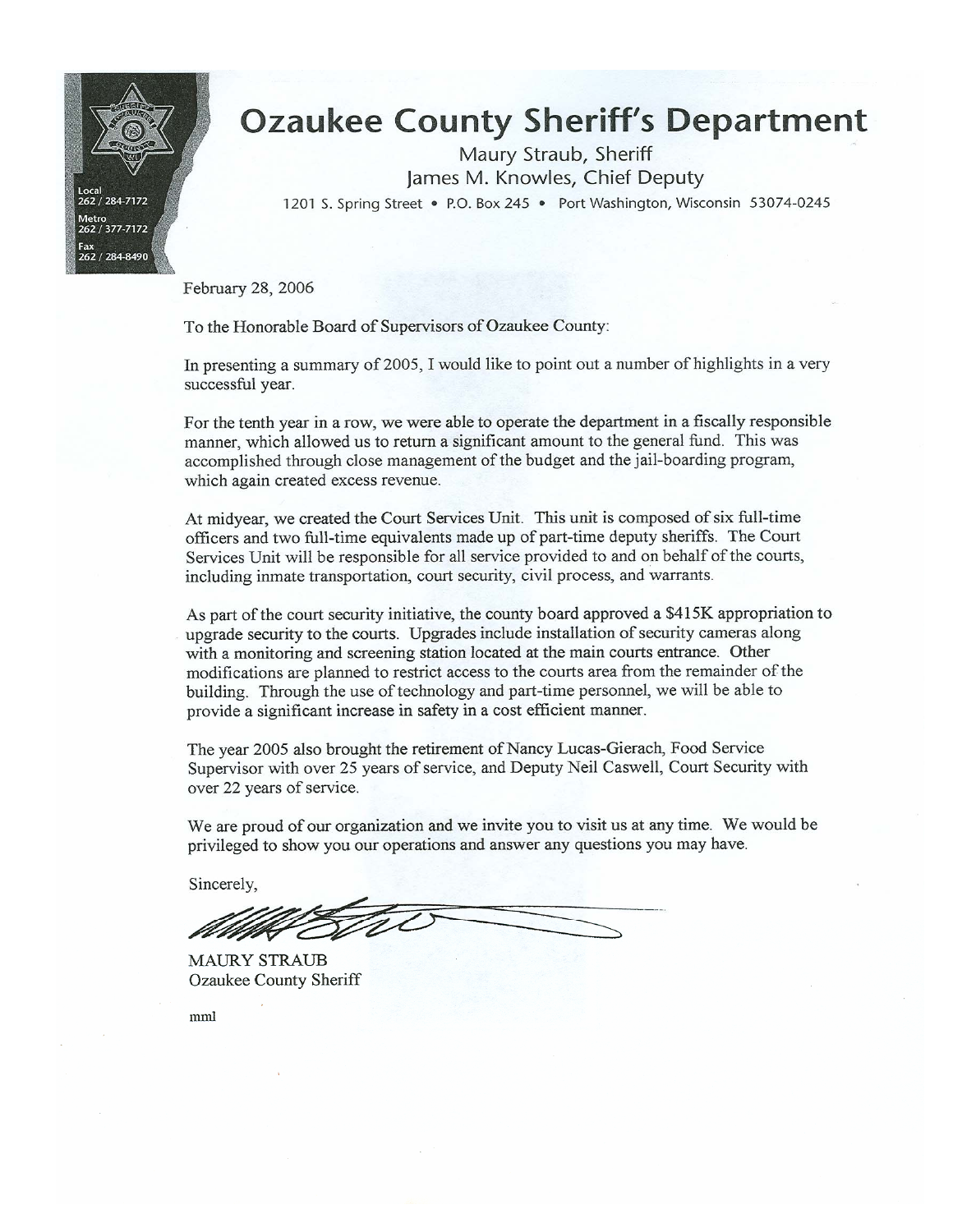# Ozaukee County Sheriff's Department

Maury Straub, Sheriff
James M. Knowles, Chief Deputy

1201 S. Spring Street • P.O. Box 245 • Port Washington, Wisconsin 53074-0245

Local 262 / 284-7172
Metro 262 / 377-7172
Fax 262 / 284-8490

February 28, 2006

To the Honorable Board of Supervisors of Ozaukee County:

In presenting a summary of 2005, I would like to point out a number of highlights in a very successful year.

For the tenth year in a row, we were able to operate the department in a fiscally responsible manner, which allowed us to return a significant amount to the general fund. This was accomplished through close management of the budget and the jail-boarding program, which again created excess revenue.

At midyear, we created the Court Services Unit. This unit is composed of six full-time officers and two full-time equivalents made up of part-time deputy sheriffs. The Court Services Unit will be responsible for all service provided to and on behalf of the courts, including inmate transportation, court security, civil process, and warrants.

As part of the court security initiative, the county board approved a $415K appropriation to upgrade security to the courts. Upgrades include installation of security cameras along with a monitoring and screening station located at the main courts entrance. Other modifications are planned to restrict access to the courts area from the remainder of the building. Through the use of technology and part-time personnel, we will be able to provide a significant increase in safety in a cost efficient manner.

The year 2005 also brought the retirement of Nancy Lucas-Gierach, Food Service Supervisor with over 25 years of service, and Deputy Neil Caswell, Court Security with over 22 years of service.

We are proud of our organization and we invite you to visit us at any time. We would be privileged to show you our operations and answer any questions you may have.

Sincerely,

MAURY STRAUB
Ozaukee County Sheriff

mml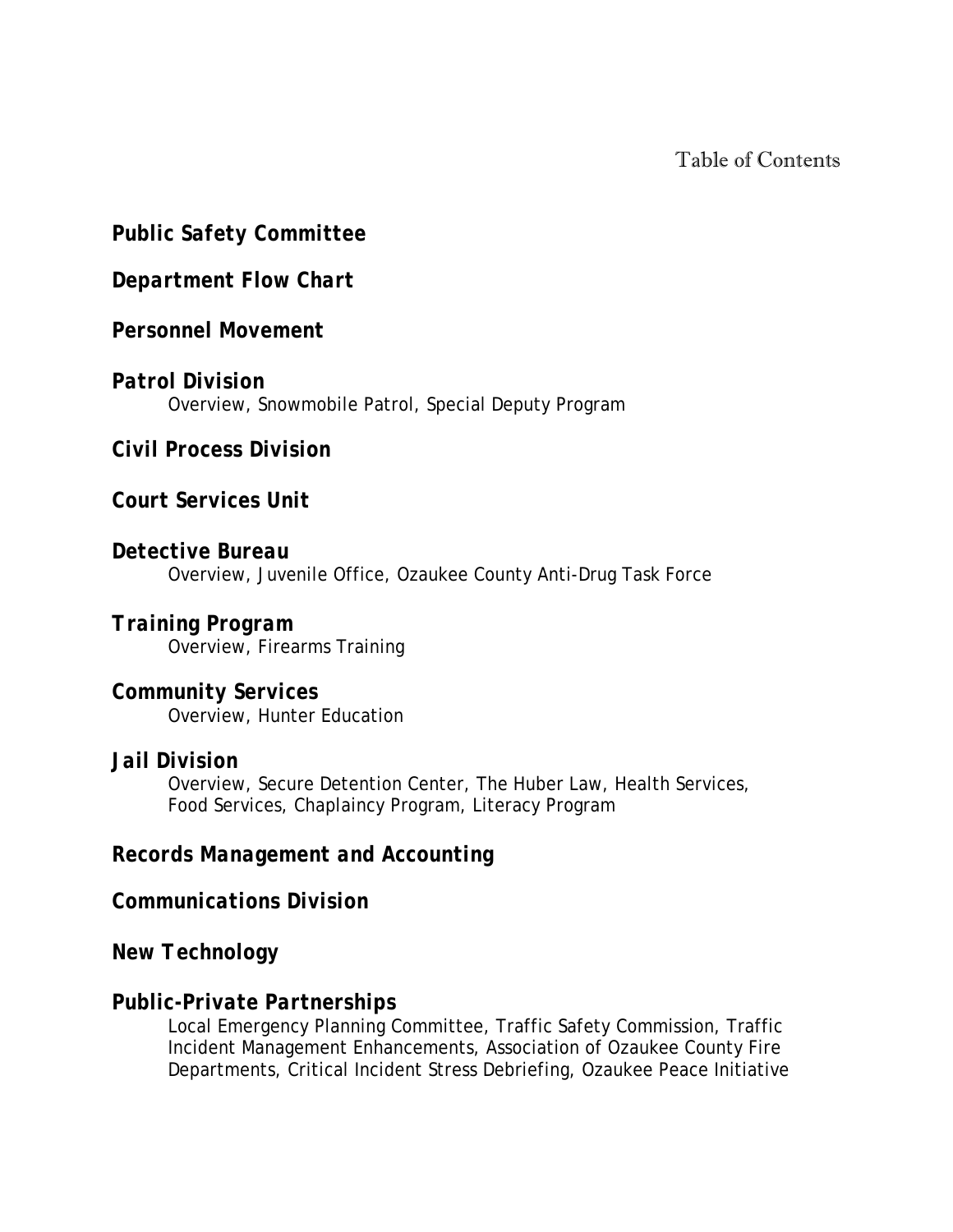# Table of Contents

***Public Safety Committee***

***Department Flow Chart***

***Personnel Movement***

***Patrol Division***
Overview, Snowmobile Patrol, Special Deputy Program

***Civil Process Division***

***Court Services Unit***

***Detective Bureau***
Overview, Juvenile Office, Ozaukee County Anti-Drug Task Force

***Training Program***
Overview, Firearms Training

***Community Services***
Overview, Hunter Education

***Jail Division***
Overview, Secure Detention Center, The Huber Law, Health Services, Food Services, Chaplaincy Program, Literacy Program

***Records Management and Accounting***

***Communications Division***

***New Technology***

***Public-Private Partnerships***
Local Emergency Planning Committee, Traffic Safety Commission, Traffic Incident Management Enhancements, Association of Ozaukee County Fire Departments, Critical Incident Stress Debriefing, Ozaukee Peace Initiative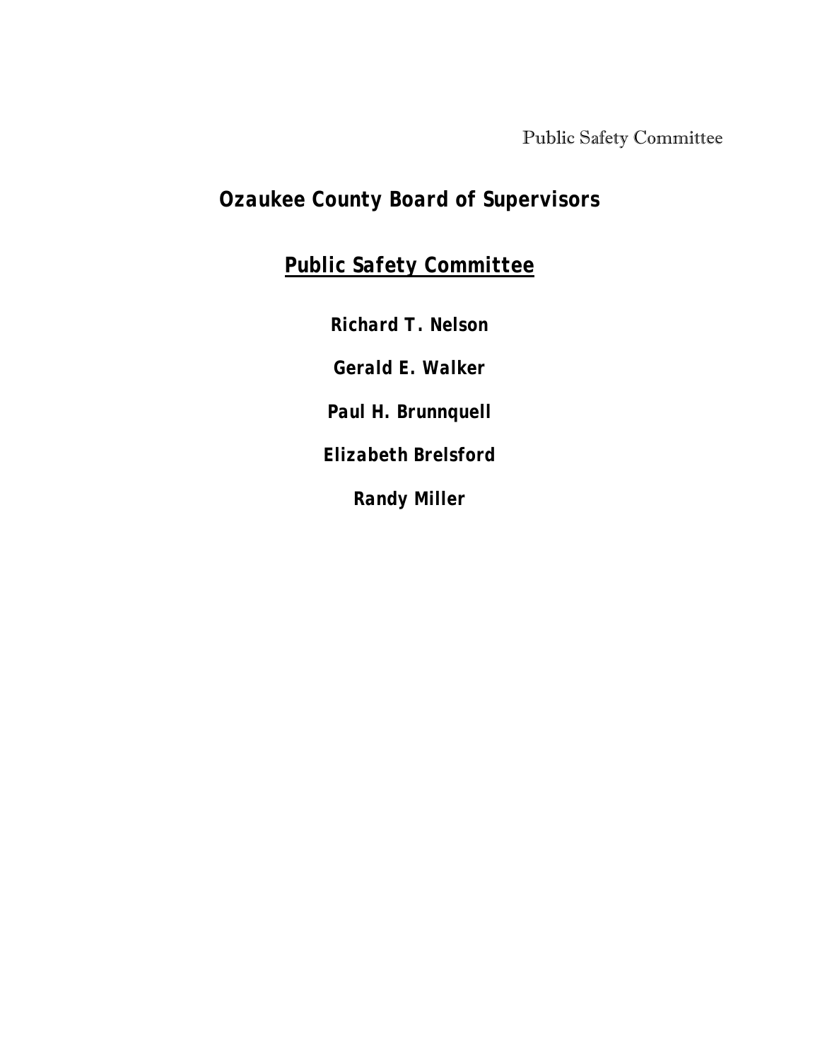# Ozaukee County Board of Supervisors

## Public Safety Committee

**Richard T. Nelson**

**Gerald E. Walker**

**Paul H. Brunnquell**

**Elizabeth Brelsford**

**Randy Miller**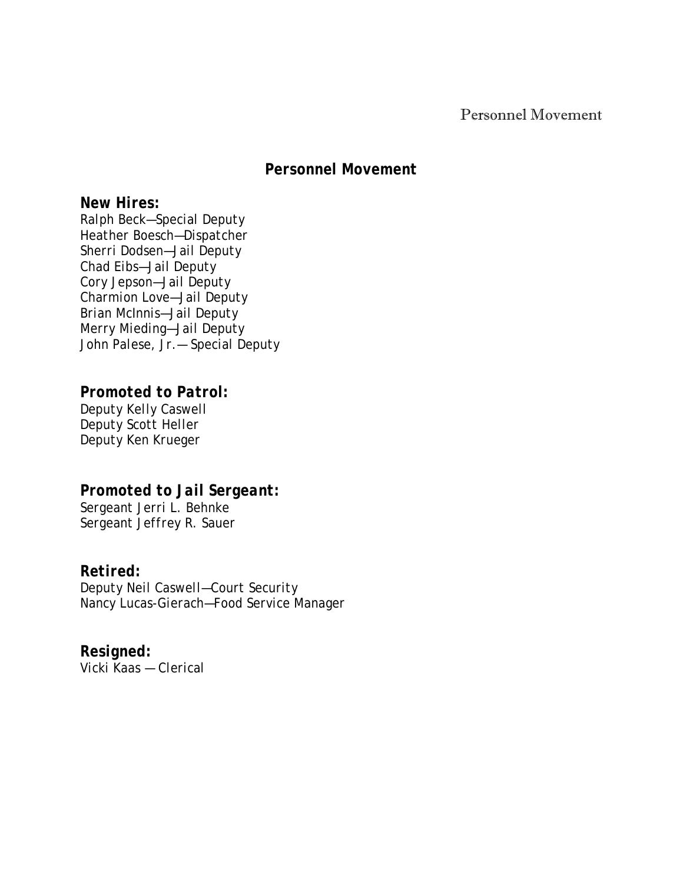## Personnel Movement

### New Hires:

Ralph Beck—Special Deputy
Heather Boesch—Dispatcher
Sherri Dodsen—Jail Deputy
Chad Eibs—Jail Deputy
Cory Jepson—Jail Deputy
Charmion Love—Jail Deputy
Brian McInnis—Jail Deputy
Merry Mieding—Jail Deputy
John Palese, Jr. — Special Deputy

### *Promoted to Patrol:*

Deputy Kelly Caswell
Deputy Scott Heller
Deputy Ken Krueger

### *Promoted to Jail Sergeant:*

Sergeant Jerri L. Behnke
Sergeant Jeffrey R. Sauer

### *Retired:*

Deputy Neil Caswell—Court Security
Nancy Lucas-Gierach—Food Service Manager

### *Resigned:*

Vicki Kaas — Clerical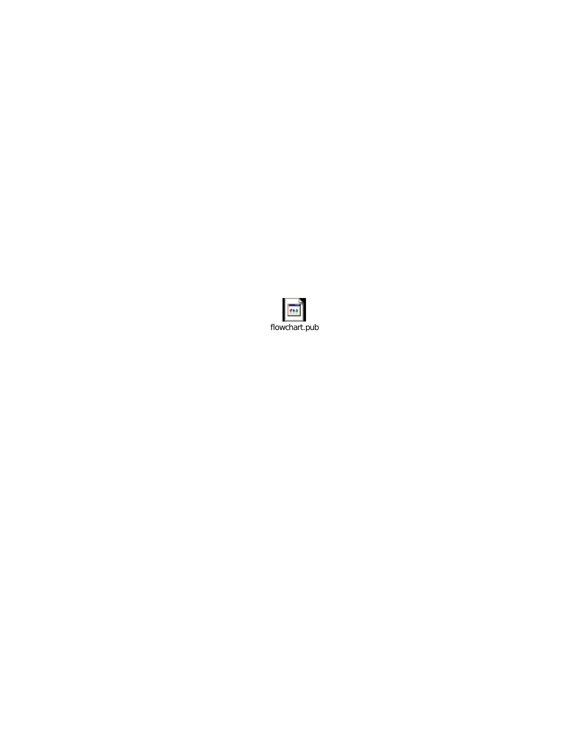flowchart.pub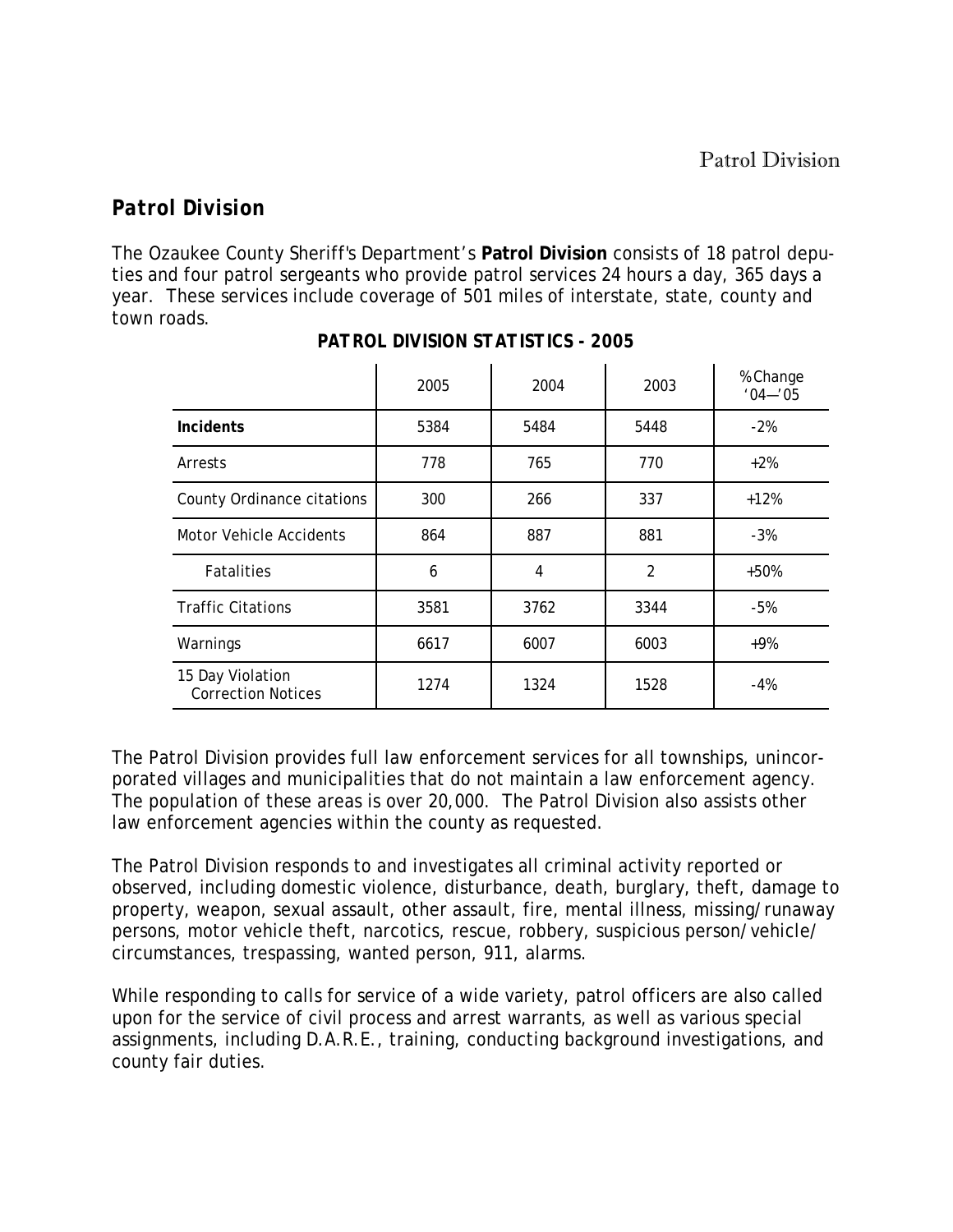## Patrol Division

The Ozaukee County Sheriff's Department's **Patrol Division** consists of 18 patrol deputies and four patrol sergeants who provide patrol services 24 hours a day, 365 days a year. These services include coverage of 501 miles of interstate, state, county and town roads.

**PATROL DIVISION STATISTICS - 2005**

| | 2005 | 2004 | 2003 | % Change '04—'05 |
|---|---|---|---|---|
| **Incidents** | 5384 | 5484 | 5448 | -2% |
| Arrests | 778 | 765 | 770 | +2% |
| County Ordinance citations | 300 | 266 | 337 | +12% |
| Motor Vehicle Accidents | 864 | 887 | 881 | -3% |
| Fatalities | 6 | 4 | 2 | +50% |
| Traffic Citations | 3581 | 3762 | 3344 | -5% |
| Warnings | 6617 | 6007 | 6003 | +9% |
| 15 Day Violation Correction Notices | 1274 | 1324 | 1528 | -4% |

The Patrol Division provides full law enforcement services for all townships, unincorporated villages and municipalities that do not maintain a law enforcement agency. The population of these areas is over 20,000. The Patrol Division also assists other law enforcement agencies within the county as requested.

The Patrol Division responds to and investigates all criminal activity reported or observed, including domestic violence, disturbance, death, burglary, theft, damage to property, weapon, sexual assault, other assault, fire, mental illness, missing/runaway persons, motor vehicle theft, narcotics, rescue, robbery, suspicious person/vehicle/circumstances, trespassing, wanted person, 911, alarms.

While responding to calls for service of a wide variety, patrol officers are also called upon for the service of civil process and arrest warrants, as well as various special assignments, including D.A.R.E., training, conducting background investigations, and county fair duties.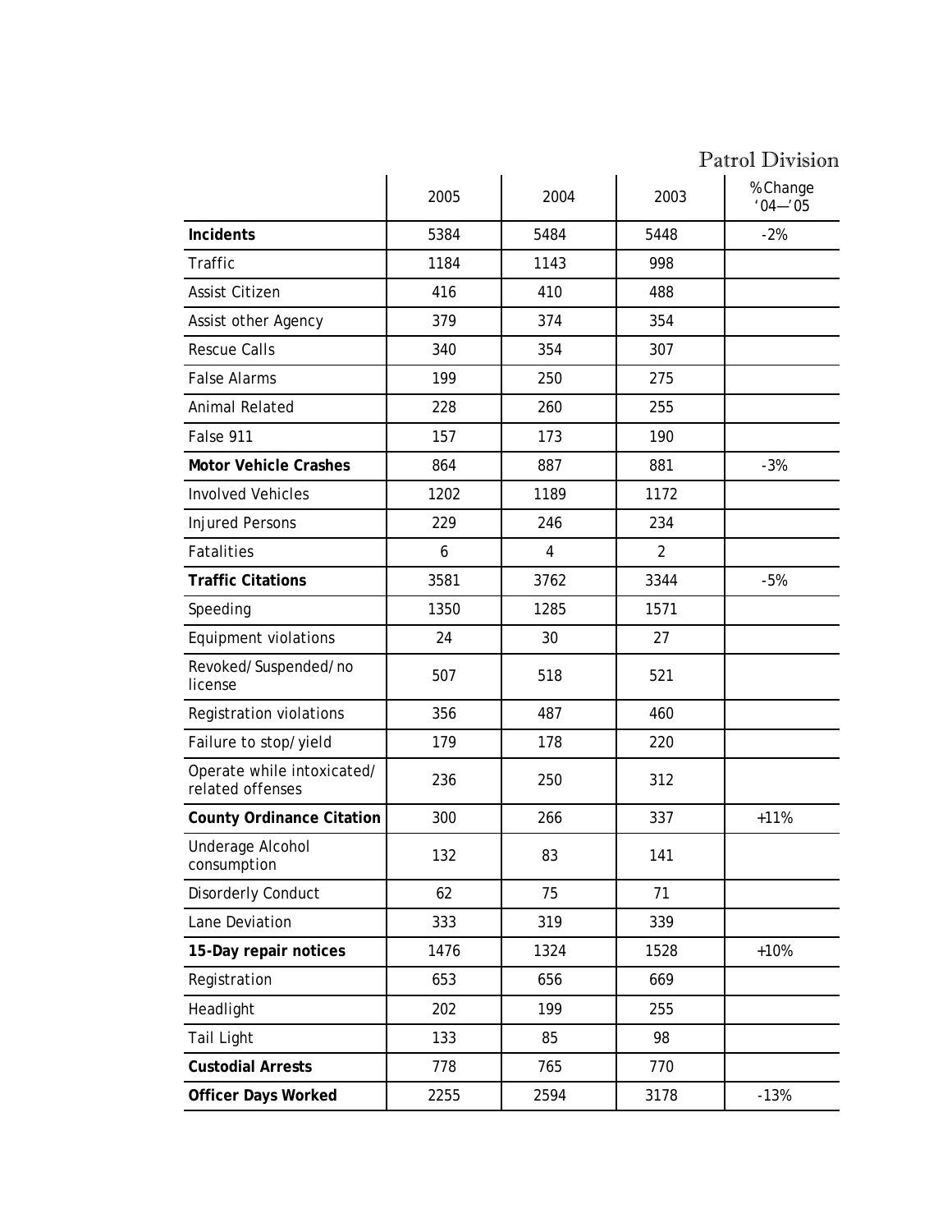## Patrol Division

| | 2005 | 2004 | 2003 | % Change '04—'05 |
|---|---|---|---|---|
| **Incidents** | 5384 | 5484 | 5448 | -2% |
| Traffic | 1184 | 1143 | 998 | |
| Assist Citizen | 416 | 410 | 488 | |
| Assist other Agency | 379 | 374 | 354 | |
| Rescue Calls | 340 | 354 | 307 | |
| False Alarms | 199 | 250 | 275 | |
| Animal Related | 228 | 260 | 255 | |
| False 911 | 157 | 173 | 190 | |
| **Motor Vehicle Crashes** | 864 | 887 | 881 | -3% |
| Involved Vehicles | 1202 | 1189 | 1172 | |
| Injured Persons | 229 | 246 | 234 | |
| Fatalities | 6 | 4 | 2 | |
| **Traffic Citations** | 3581 | 3762 | 3344 | -5% |
| Speeding | 1350 | 1285 | 1571 | |
| Equipment violations | 24 | 30 | 27 | |
| Revoked/Suspended/no license | 507 | 518 | 521 | |
| Registration violations | 356 | 487 | 460 | |
| Failure to stop/yield | 179 | 178 | 220 | |
| Operate while intoxicated/ related offenses | 236 | 250 | 312 | |
| **County Ordinance Citation** | 300 | 266 | 337 | +11% |
| Underage Alcohol consumption | 132 | 83 | 141 | |
| Disorderly Conduct | 62 | 75 | 71 | |
| Lane Deviation | 333 | 319 | 339 | |
| **15-Day repair notices** | 1476 | 1324 | 1528 | +10% |
| Registration | 653 | 656 | 669 | |
| Headlight | 202 | 199 | 255 | |
| Tail Light | 133 | 85 | 98 | |
| **Custodial Arrests** | 778 | 765 | 770 | |
| **Officer Days Worked** | 2255 | 2594 | 3178 | -13% |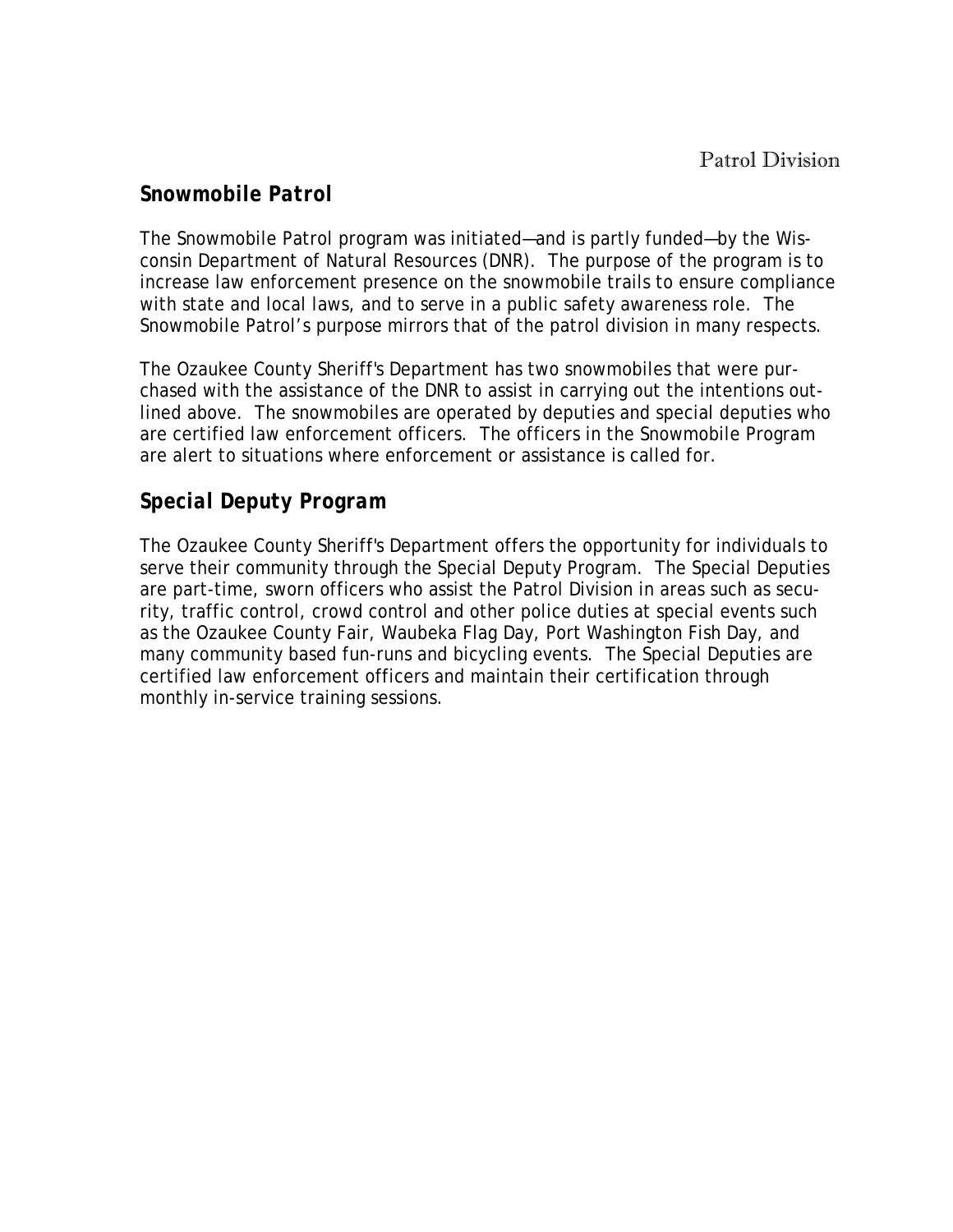## Snowmobile Patrol

The Snowmobile Patrol program was initiated—and is partly funded—by the Wisconsin Department of Natural Resources (DNR). The purpose of the program is to increase law enforcement presence on the snowmobile trails to ensure compliance with state and local laws, and to serve in a public safety awareness role. The Snowmobile Patrol's purpose mirrors that of the patrol division in many respects.

The Ozaukee County Sheriff's Department has two snowmobiles that were purchased with the assistance of the DNR to assist in carrying out the intentions outlined above. The snowmobiles are operated by deputies and special deputies who are certified law enforcement officers. The officers in the Snowmobile Program are alert to situations where enforcement or assistance is called for.

## Special Deputy Program

The Ozaukee County Sheriff's Department offers the opportunity for individuals to serve their community through the Special Deputy Program. The Special Deputies are part-time, sworn officers who assist the Patrol Division in areas such as security, traffic control, crowd control and other police duties at special events such as the Ozaukee County Fair, Waubeka Flag Day, Port Washington Fish Day, and many community based fun-runs and bicycling events. The Special Deputies are certified law enforcement officers and maintain their certification through monthly in-service training sessions.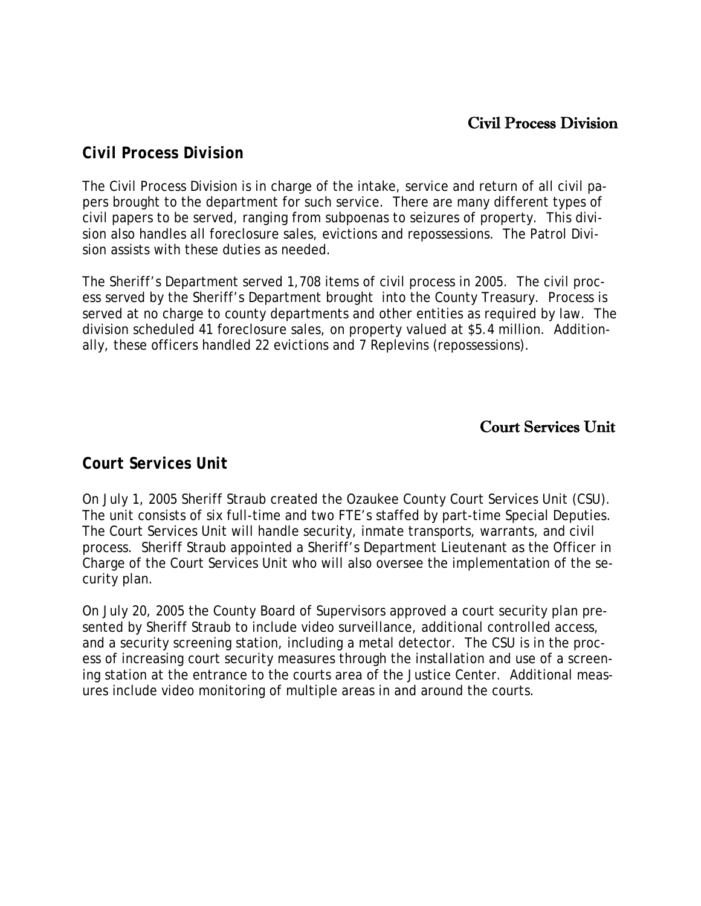## Civil Process Division

### Civil Process Division

The Civil Process Division is in charge of the intake, service and return of all civil papers brought to the department for such service. There are many different types of civil papers to be served, ranging from subpoenas to seizures of property. This division also handles all foreclosure sales, evictions and repossessions. The Patrol Division assists with these duties as needed.

The Sheriff's Department served 1,708 items of civil process in 2005. The civil process served by the Sheriff's Department brought into the County Treasury. Process is served at no charge to county departments and other entities as required by law. The division scheduled 41 foreclosure sales, on property valued at $5.4 million. Additionally, these officers handled 22 evictions and 7 Replevins (repossessions).

## Court Services Unit

### Court Services Unit

On July 1, 2005 Sheriff Straub created the Ozaukee County Court Services Unit (CSU). The unit consists of six full-time and two FTE's staffed by part-time Special Deputies. The Court Services Unit will handle security, inmate transports, warrants, and civil process. Sheriff Straub appointed a Sheriff's Department Lieutenant as the Officer in Charge of the Court Services Unit who will also oversee the implementation of the security plan.

On July 20, 2005 the County Board of Supervisors approved a court security plan presented by Sheriff Straub to include video surveillance, additional controlled access, and a security screening station, including a metal detector. The CSU is in the process of increasing court security measures through the installation and use of a screening station at the entrance to the courts area of the Justice Center. Additional measures include video monitoring of multiple areas in and around the courts.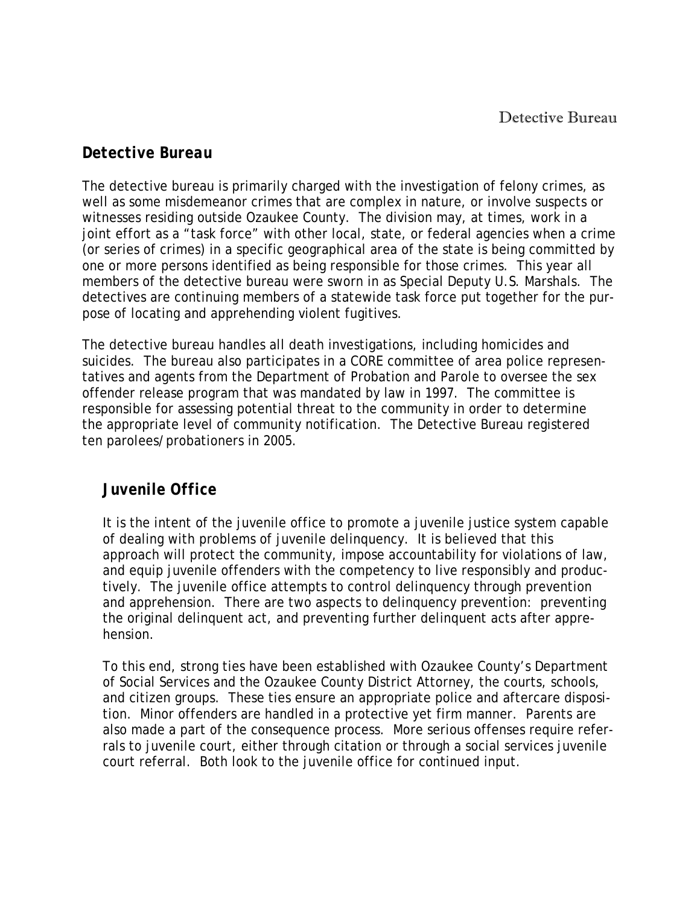## Detective Bureau

The detective bureau is primarily charged with the investigation of felony crimes, as well as some misdemeanor crimes that are complex in nature, or involve suspects or witnesses residing outside Ozaukee County. The division may, at times, work in a joint effort as a "task force" with other local, state, or federal agencies when a crime (or series of crimes) in a specific geographical area of the state is being committed by one or more persons identified as being responsible for those crimes. This year all members of the detective bureau were sworn in as Special Deputy U.S. Marshals. The detectives are continuing members of a statewide task force put together for the purpose of locating and apprehending violent fugitives.

The detective bureau handles all death investigations, including homicides and suicides. The bureau also participates in a CORE committee of area police representatives and agents from the Department of Probation and Parole to oversee the sex offender release program that was mandated by law in 1997. The committee is responsible for assessing potential threat to the community in order to determine the appropriate level of community notification. The Detective Bureau registered ten parolees/probationers in 2005.

### Juvenile Office

It is the intent of the juvenile office to promote a juvenile justice system capable of dealing with problems of juvenile delinquency. It is believed that this approach will protect the community, impose accountability for violations of law, and equip juvenile offenders with the competency to live responsibly and productively. The juvenile office attempts to control delinquency through prevention and apprehension. There are two aspects to delinquency prevention: preventing the original delinquent act, and preventing further delinquent acts after apprehension.

To this end, strong ties have been established with Ozaukee County's Department of Social Services and the Ozaukee County District Attorney, the courts, schools, and citizen groups. These ties ensure an appropriate police and aftercare disposition. Minor offenders are handled in a protective yet firm manner. Parents are also made a part of the consequence process. More serious offenses require referrals to juvenile court, either through citation or through a social services juvenile court referral. Both look to the juvenile office for continued input.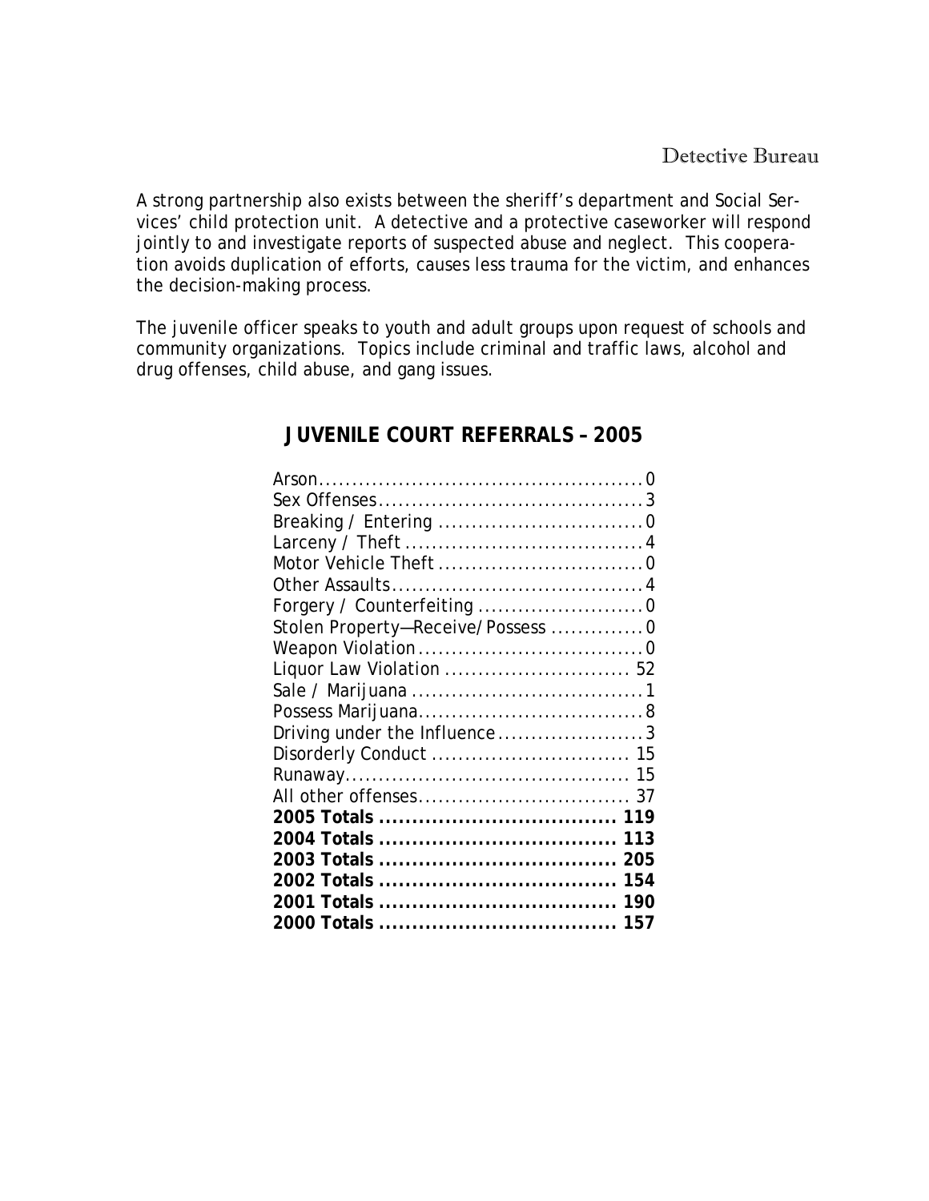A strong partnership also exists between the sheriff's department and Social Services' child protection unit. A detective and a protective caseworker will respond jointly to and investigate reports of suspected abuse and neglect. This cooperation avoids duplication of efforts, causes less trauma for the victim, and enhances the decision-making process.

The juvenile officer speaks to youth and adult groups upon request of schools and community organizations. Topics include criminal and traffic laws, alcohol and drug offenses, child abuse, and gang issues.

## JUVENILE COURT REFERRALS – 2005

| Offense | Count |
|---|---|
| Arson | 0 |
| Sex Offenses | 3 |
| Breaking / Entering | 0 |
| Larceny / Theft | 4 |
| Motor Vehicle Theft | 0 |
| Other Assaults | 4 |
| Forgery / Counterfeiting | 0 |
| Stolen Property—Receive/Possess | 0 |
| Weapon Violation | 0 |
| Liquor Law Violation | 52 |
| Sale / Marijuana | 1 |
| Possess Marijuana | 8 |
| Driving under the Influence | 3 |
| Disorderly Conduct | 15 |
| Runaway | 15 |
| All other offenses | 37 |
| **2005 Totals** | **119** |
| **2004 Totals** | **113** |
| **2003 Totals** | **205** |
| **2002 Totals** | **154** |
| **2001 Totals** | **190** |
| **2000 Totals** | **157** |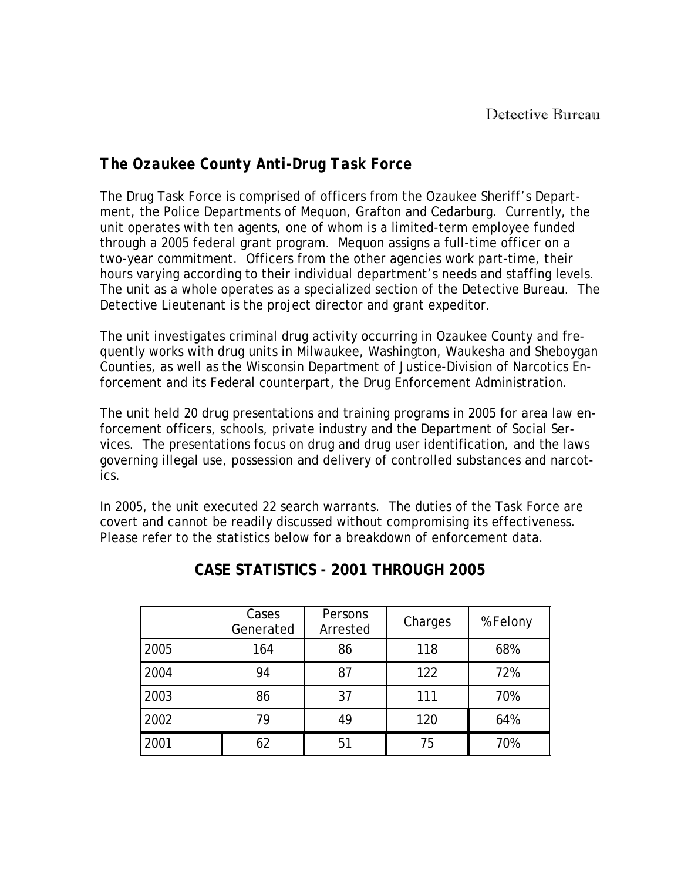## The Ozaukee County Anti-Drug Task Force

The Drug Task Force is comprised of officers from the Ozaukee Sheriff's Department, the Police Departments of Mequon, Grafton and Cedarburg. Currently, the unit operates with ten agents, one of whom is a limited-term employee funded through a 2005 federal grant program. Mequon assigns a full-time officer on a two-year commitment. Officers from the other agencies work part-time, their hours varying according to their individual department's needs and staffing levels. The unit as a whole operates as a specialized section of the Detective Bureau. The Detective Lieutenant is the project director and grant expeditor.

The unit investigates criminal drug activity occurring in Ozaukee County and frequently works with drug units in Milwaukee, Washington, Waukesha and Sheboygan Counties, as well as the Wisconsin Department of Justice-Division of Narcotics Enforcement and its Federal counterpart, the Drug Enforcement Administration.

The unit held 20 drug presentations and training programs in 2005 for area law enforcement officers, schools, private industry and the Department of Social Services. The presentations focus on drug and drug user identification, and the laws governing illegal use, possession and delivery of controlled substances and narcotics.

In 2005, the unit executed 22 search warrants. The duties of the Task Force are covert and cannot be readily discussed without compromising its effectiveness. Please refer to the statistics below for a breakdown of enforcement data.

### CASE STATISTICS - 2001 THROUGH 2005

| | Cases Generated | Persons Arrested | Charges | % Felony |
|---|---|---|---|---|
| 2005 | 164 | 86 | 118 | 68% |
| 2004 | 94 | 87 | 122 | 72% |
| 2003 | 86 | 37 | 111 | 70% |
| 2002 | 79 | 49 | 120 | 64% |
| 2001 | 62 | 51 | 75 | 70% |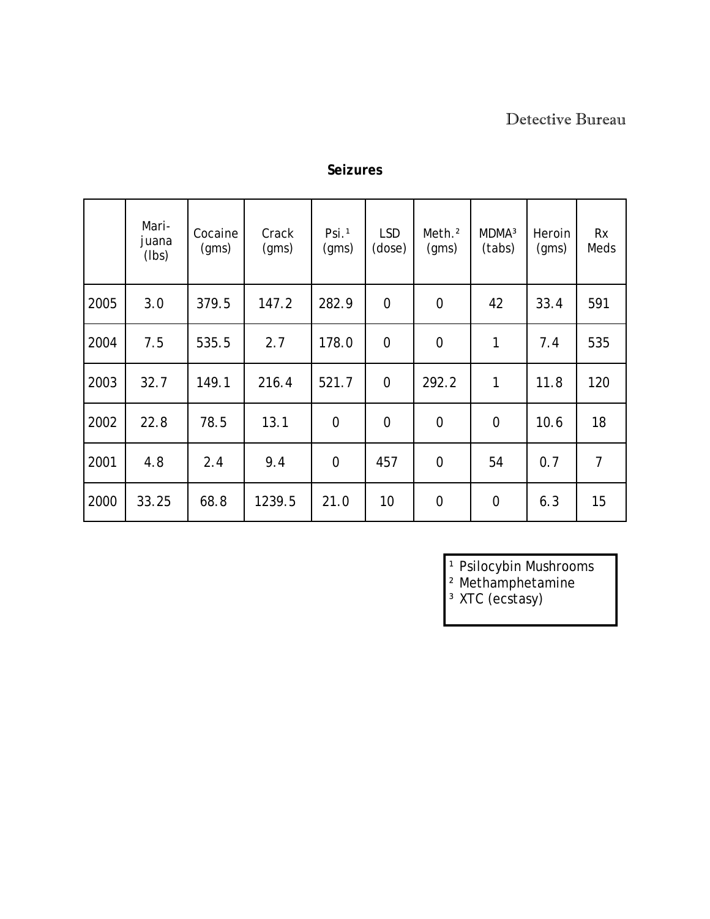## Seizures

| | Mari-juana (lbs) | Cocaine (gms) | Crack (gms) | Psi.[1] (gms) | LSD (dose) | Meth.[2] (gms) | MDMA[3] (tabs) | Heroin (gms) | Rx Meds |
|---|---|---|---|---|---|---|---|---|---|
| 2005 | 3.0 | 379.5 | 147.2 | 282.9 | 0 | 0 | 42 | 33.4 | 591 |
| 2004 | 7.5 | 535.5 | 2.7 | 178.0 | 0 | 0 | 1 | 7.4 | 535 |
| 2003 | 32.7 | 149.1 | 216.4 | 521.7 | 0 | 292.2 | 1 | 11.8 | 120 |
| 2002 | 22.8 | 78.5 | 13.1 | 0 | 0 | 0 | 0 | 10.6 | 18 |
| 2001 | 4.8 | 2.4 | 9.4 | 0 | 457 | 0 | 54 | 0.7 | 7 |
| 2000 | 33.25 | 68.8 | 1239.5 | 21.0 | 10 | 0 | 0 | 6.3 | 15 |

[1] Psilocybin Mushrooms
[2] Methamphetamine
[3] XTC (ecstasy)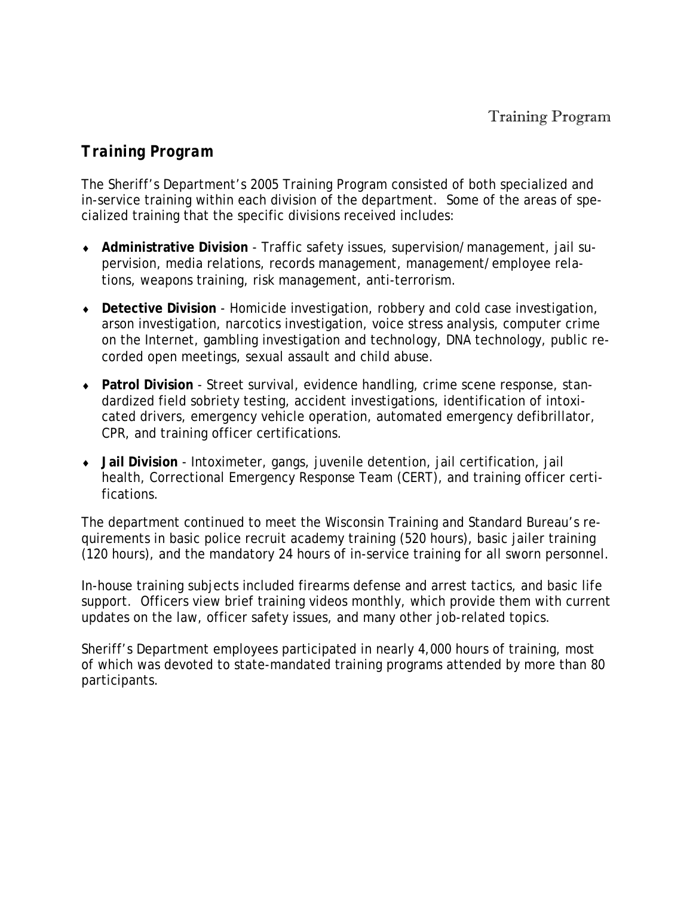## *Training Program*

The Sheriff's Department's 2005 Training Program consisted of both specialized and in-service training within each division of the department. Some of the areas of specialized training that the specific divisions received includes:

- **Administrative Division** - Traffic safety issues, supervision/management, jail supervision, media relations, records management, management/employee relations, weapons training, risk management, anti-terrorism.
- **Detective Division** - Homicide investigation, robbery and cold case investigation, arson investigation, narcotics investigation, voice stress analysis, computer crime on the Internet, gambling investigation and technology, DNA technology, public recorded open meetings, sexual assault and child abuse.
- **Patrol Division** - Street survival, evidence handling, crime scene response, standardized field sobriety testing, accident investigations, identification of intoxicated drivers, emergency vehicle operation, automated emergency defibrillator, CPR, and training officer certifications.
- **Jail Division** - Intoximeter, gangs, juvenile detention, jail certification, jail health, Correctional Emergency Response Team (CERT), and training officer certifications.

The department continued to meet the Wisconsin Training and Standard Bureau's requirements in basic police recruit academy training (520 hours), basic jailer training (120 hours), and the mandatory 24 hours of in-service training for all sworn personnel.

In-house training subjects included firearms defense and arrest tactics, and basic life support. Officers view brief training videos monthly, which provide them with current updates on the law, officer safety issues, and many other job-related topics.

Sheriff's Department employees participated in nearly 4,000 hours of training, most of which was devoted to state-mandated training programs attended by more than 80 participants.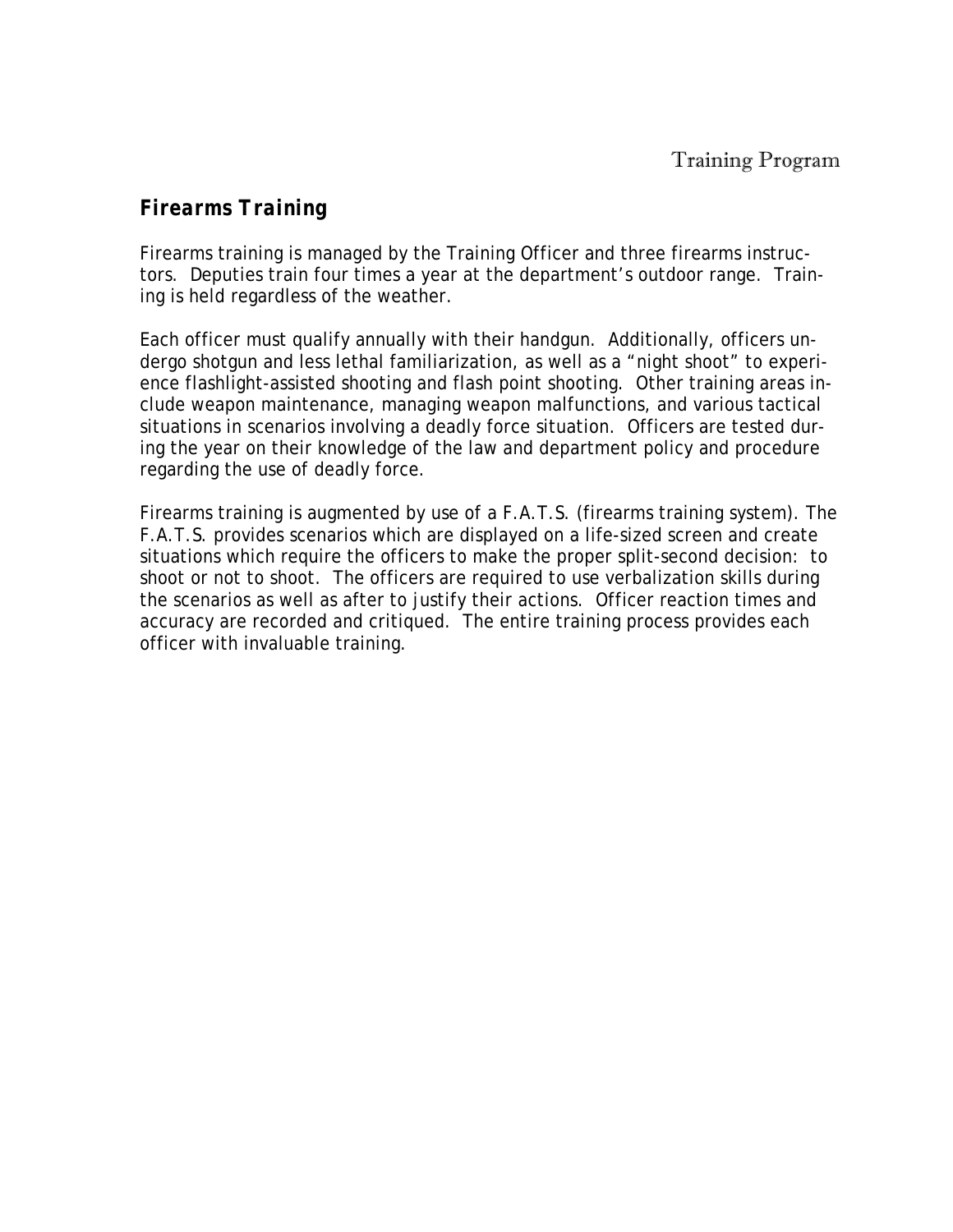## Firearms Training

Firearms training is managed by the Training Officer and three firearms instructors. Deputies train four times a year at the department's outdoor range. Training is held regardless of the weather.

Each officer must qualify annually with their handgun. Additionally, officers undergo shotgun and less lethal familiarization, as well as a "night shoot" to experience flashlight-assisted shooting and flash point shooting. Other training areas include weapon maintenance, managing weapon malfunctions, and various tactical situations in scenarios involving a deadly force situation. Officers are tested during the year on their knowledge of the law and department policy and procedure regarding the use of deadly force.

Firearms training is augmented by use of a F.A.T.S. (firearms training system). The F.A.T.S. provides scenarios which are displayed on a life-sized screen and create situations which require the officers to make the proper split-second decision: to shoot or not to shoot. The officers are required to use verbalization skills during the scenarios as well as after to justify their actions. Officer reaction times and accuracy are recorded and critiqued. The entire training process provides each officer with invaluable training.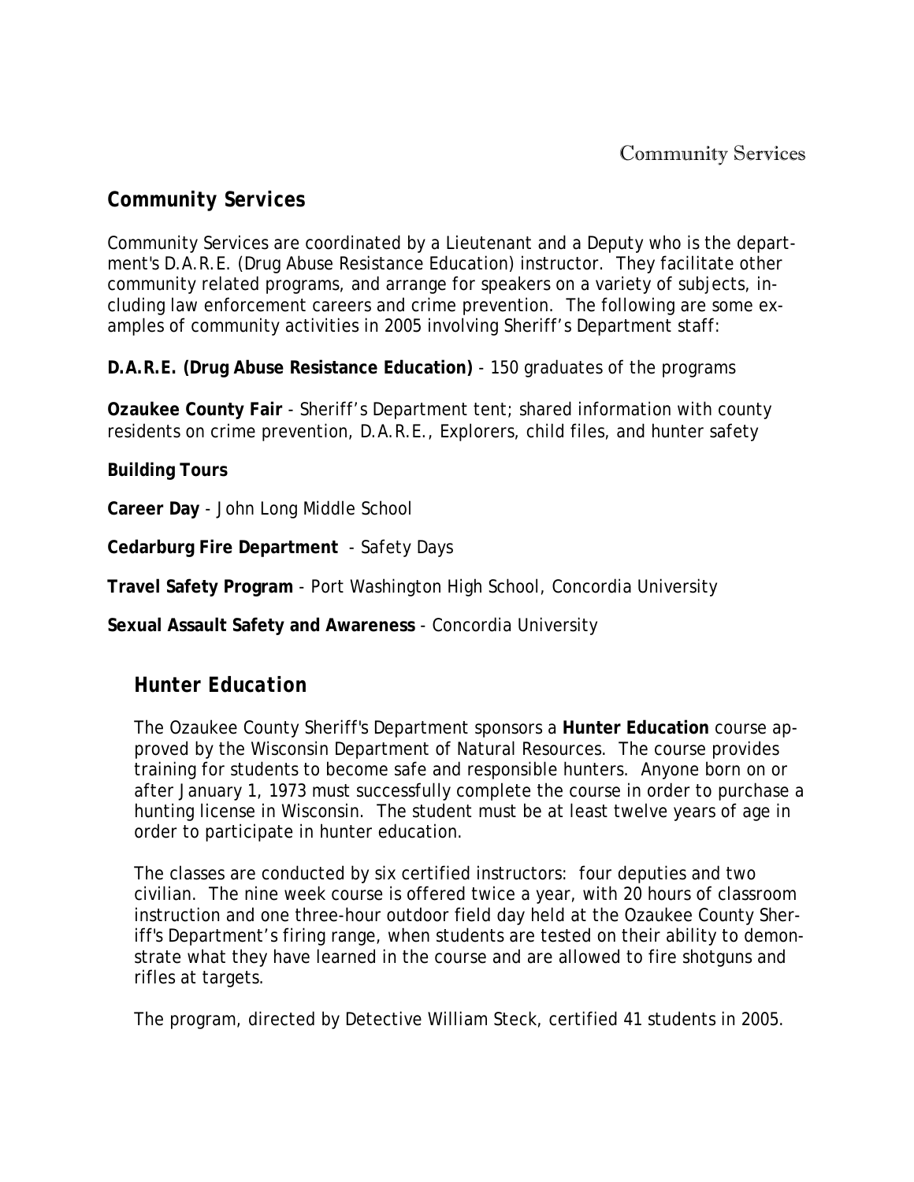## Community Services

Community Services are coordinated by a Lieutenant and a Deputy who is the department's D.A.R.E. (Drug Abuse Resistance Education) instructor. They facilitate other community related programs, and arrange for speakers on a variety of subjects, including law enforcement careers and crime prevention. The following are some examples of community activities in 2005 involving Sheriff's Department staff:

**D.A.R.E. (Drug Abuse Resistance Education)** - 150 graduates of the programs

**Ozaukee County Fair** - Sheriff's Department tent; shared information with county residents on crime prevention, D.A.R.E., Explorers, child files, and hunter safety

**Building Tours**

**Career Day** - John Long Middle School

**Cedarburg Fire Department** - Safety Days

**Travel Safety Program** - Port Washington High School, Concordia University

**Sexual Assault Safety and Awareness** - Concordia University

## Hunter Education

The Ozaukee County Sheriff's Department sponsors a **Hunter Education** course approved by the Wisconsin Department of Natural Resources. The course provides training for students to become safe and responsible hunters. Anyone born on or after January 1, 1973 must successfully complete the course in order to purchase a hunting license in Wisconsin. The student must be at least twelve years of age in order to participate in hunter education.

The classes are conducted by six certified instructors: four deputies and two civilian. The nine week course is offered twice a year, with 20 hours of classroom instruction and one three-hour outdoor field day held at the Ozaukee County Sheriff's Department's firing range, when students are tested on their ability to demonstrate what they have learned in the course and are allowed to fire shotguns and rifles at targets.

The program, directed by Detective William Steck, certified 41 students in 2005.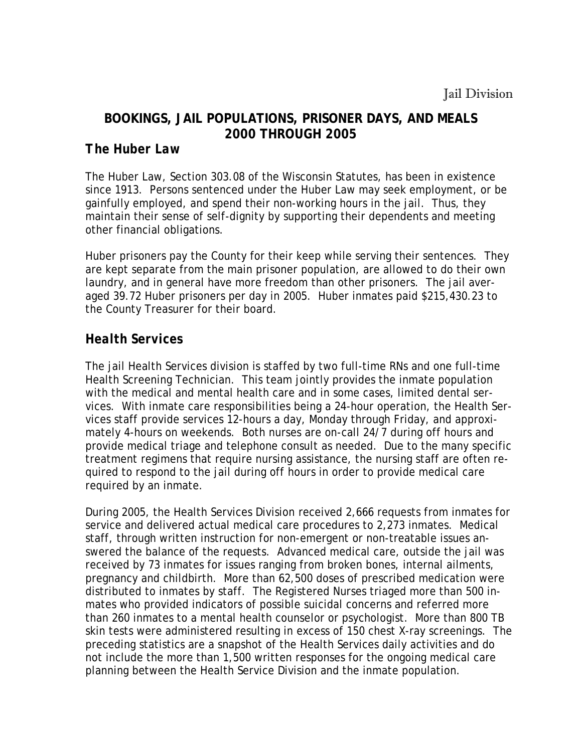## BOOKINGS, JAIL POPULATIONS, PRISONER DAYS, AND MEALS 2000 THROUGH 2005

### *The Huber Law*

The Huber Law, Section 303.08 of the Wisconsin Statutes, has been in existence since 1913. Persons sentenced under the Huber Law may seek employment, or be gainfully employed, and spend their non-working hours in the jail. Thus, they maintain their sense of self-dignity by supporting their dependents and meeting other financial obligations.

Huber prisoners pay the County for their keep while serving their sentences. They are kept separate from the main prisoner population, are allowed to do their own laundry, and in general have more freedom than other prisoners. The jail averaged 39.72 Huber prisoners per day in 2005. Huber inmates paid $215,430.23 to the County Treasurer for their board.

### *Health Services*

The jail Health Services division is staffed by two full-time RNs and one full-time Health Screening Technician. This team jointly provides the inmate population with the medical and mental health care and in some cases, limited dental services. With inmate care responsibilities being a 24-hour operation, the Health Services staff provide services 12-hours a day, Monday through Friday, and approximately 4-hours on weekends. Both nurses are on-call 24/7 during off hours and provide medical triage and telephone consult as needed. Due to the many specific treatment regimens that require nursing assistance, the nursing staff are often required to respond to the jail during off hours in order to provide medical care required by an inmate.

During 2005, the Health Services Division received 2,666 requests from inmates for service and delivered actual medical care procedures to 2,273 inmates. Medical staff, through written instruction for non-emergent or non-treatable issues answered the balance of the requests. Advanced medical care, outside the jail was received by 73 inmates for issues ranging from broken bones, internal ailments, pregnancy and childbirth. More than 62,500 doses of prescribed medication were distributed to inmates by staff. The Registered Nurses triaged more than 500 inmates who provided indicators of possible suicidal concerns and referred more than 260 inmates to a mental health counselor or psychologist. More than 800 TB skin tests were administered resulting in excess of 150 chest X-ray screenings. The preceding statistics are a snapshot of the Health Services daily activities and do not include the more than 1,500 written responses for the ongoing medical care planning between the Health Service Division and the inmate population.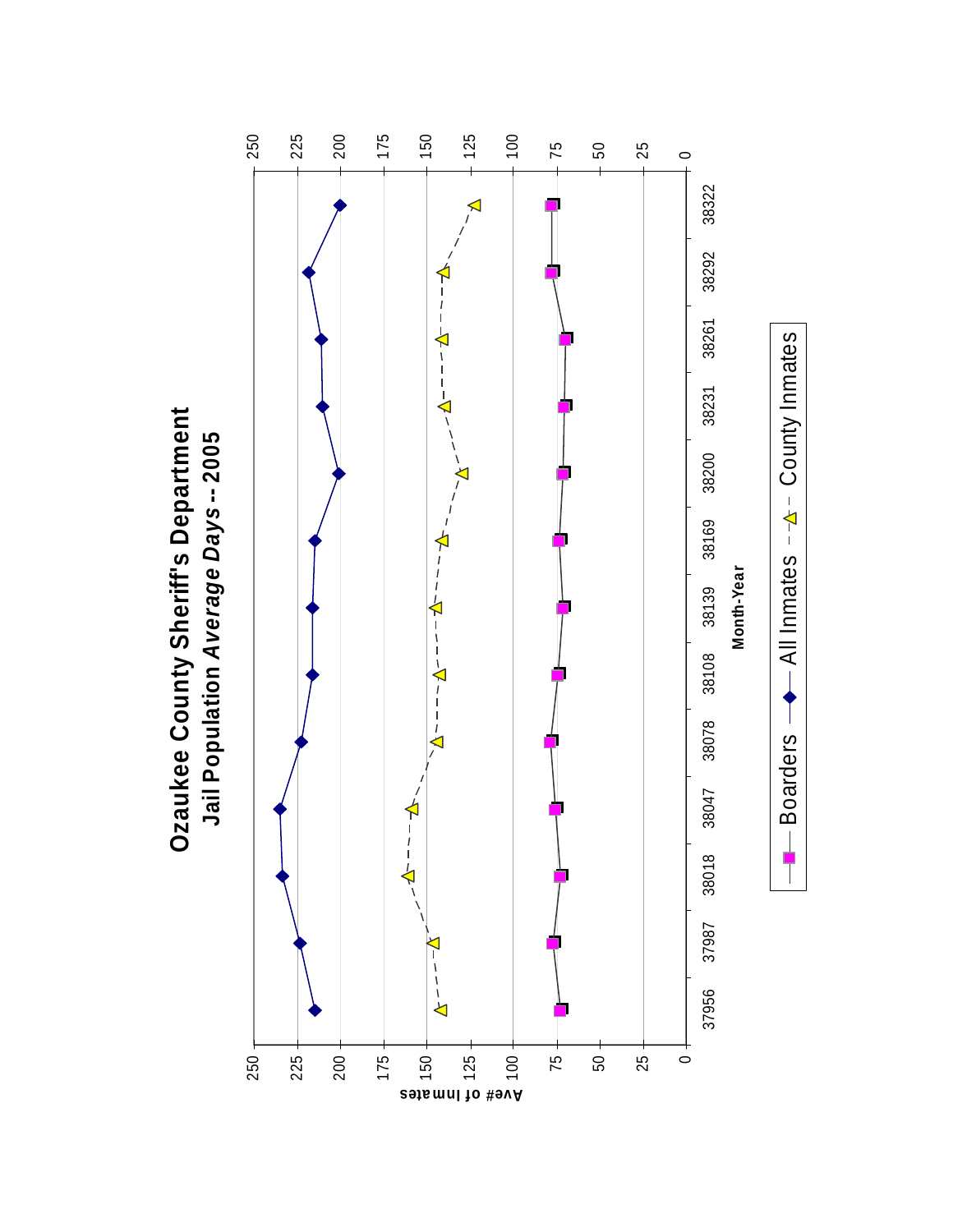# Ozaukee County Sheriff's Department

## Jail Population *Average Days* -- 2005

Ave# of Inmates

Month-Year

37956 37987 38018 38047 38078 38108 38139 38169 38200 38231 38261 38292 38322

0 25 50 75 100 125 150 175 200 225 250

Boarders — All Inmates — County Inmates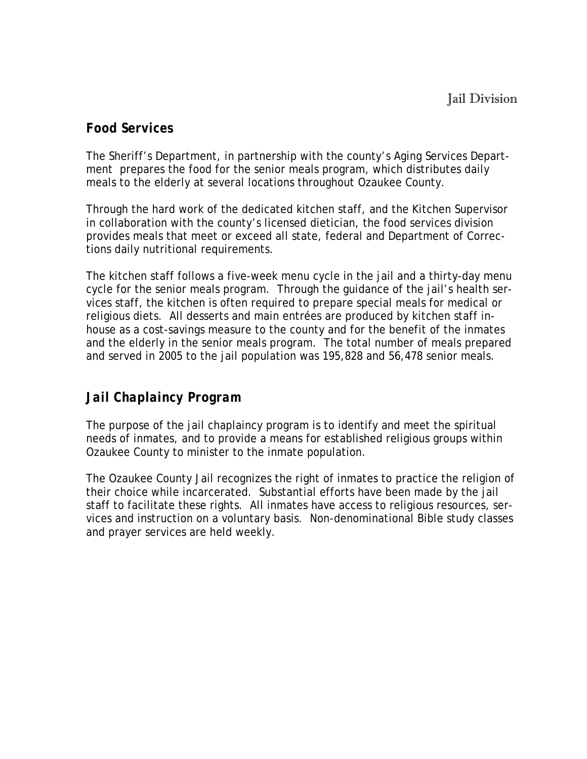## Food Services

The Sheriff's Department, in partnership with the county's Aging Services Department prepares the food for the senior meals program, which distributes daily meals to the elderly at several locations throughout Ozaukee County.

Through the hard work of the dedicated kitchen staff, and the Kitchen Supervisor in collaboration with the county's licensed dietician, the food services division provides meals that meet or exceed all state, federal and Department of Corrections daily nutritional requirements.

The kitchen staff follows a five-week menu cycle in the jail and a thirty-day menu cycle for the senior meals program. Through the guidance of the jail's health services staff, the kitchen is often required to prepare special meals for medical or religious diets. All desserts and main entrées are produced by kitchen staff in-house as a cost-savings measure to the county and for the benefit of the inmates and the elderly in the senior meals program. The total number of meals prepared and served in 2005 to the jail population was 195,828 and 56,478 senior meals.

## *Jail Chaplaincy Program*

The purpose of the jail chaplaincy program is to identify and meet the spiritual needs of inmates, and to provide a means for established religious groups within Ozaukee County to minister to the inmate population.

The Ozaukee County Jail recognizes the right of inmates to practice the religion of their choice while incarcerated. Substantial efforts have been made by the jail staff to facilitate these rights. All inmates have access to religious resources, services and instruction on a voluntary basis. Non-denominational Bible study classes and prayer services are held weekly.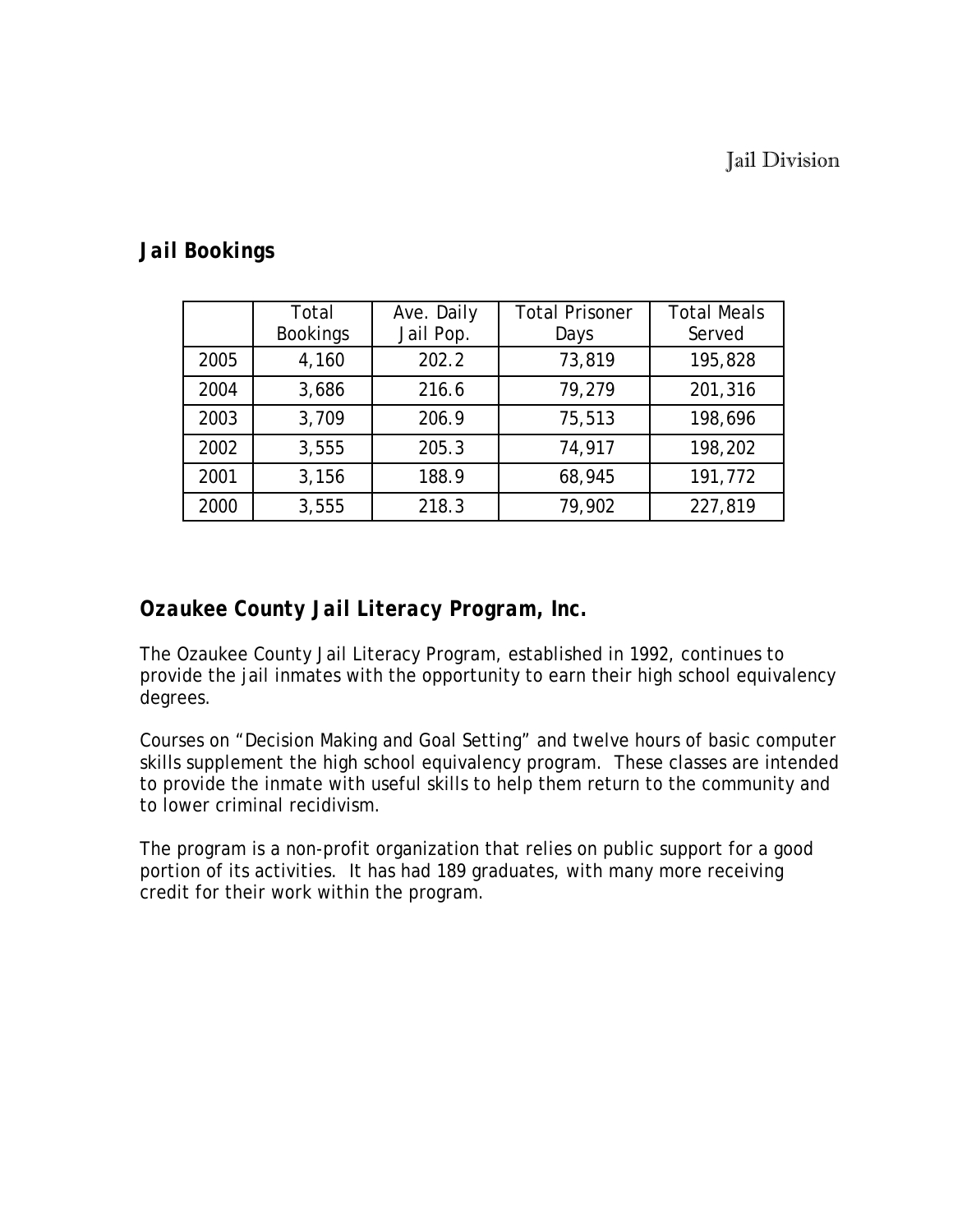## Jail Bookings

| | Total Bookings | Ave. Daily Jail Pop. | Total Prisoner Days | Total Meals Served |
|---|---|---|---|---|
| 2005 | 4,160 | 202.2 | 73,819 | 195,828 |
| 2004 | 3,686 | 216.6 | 79,279 | 201,316 |
| 2003 | 3,709 | 206.9 | 75,513 | 198,696 |
| 2002 | 3,555 | 205.3 | 74,917 | 198,202 |
| 2001 | 3,156 | 188.9 | 68,945 | 191,772 |
| 2000 | 3,555 | 218.3 | 79,902 | 227,819 |

## Ozaukee County Jail Literacy Program, Inc.

The Ozaukee County Jail Literacy Program, established in 1992, continues to provide the jail inmates with the opportunity to earn their high school equivalency degrees.

Courses on "Decision Making and Goal Setting" and twelve hours of basic computer skills supplement the high school equivalency program. These classes are intended to provide the inmate with useful skills to help them return to the community and to lower criminal recidivism.

The program is a non-profit organization that relies on public support for a good portion of its activities. It has had 189 graduates, with many more receiving credit for their work within the program.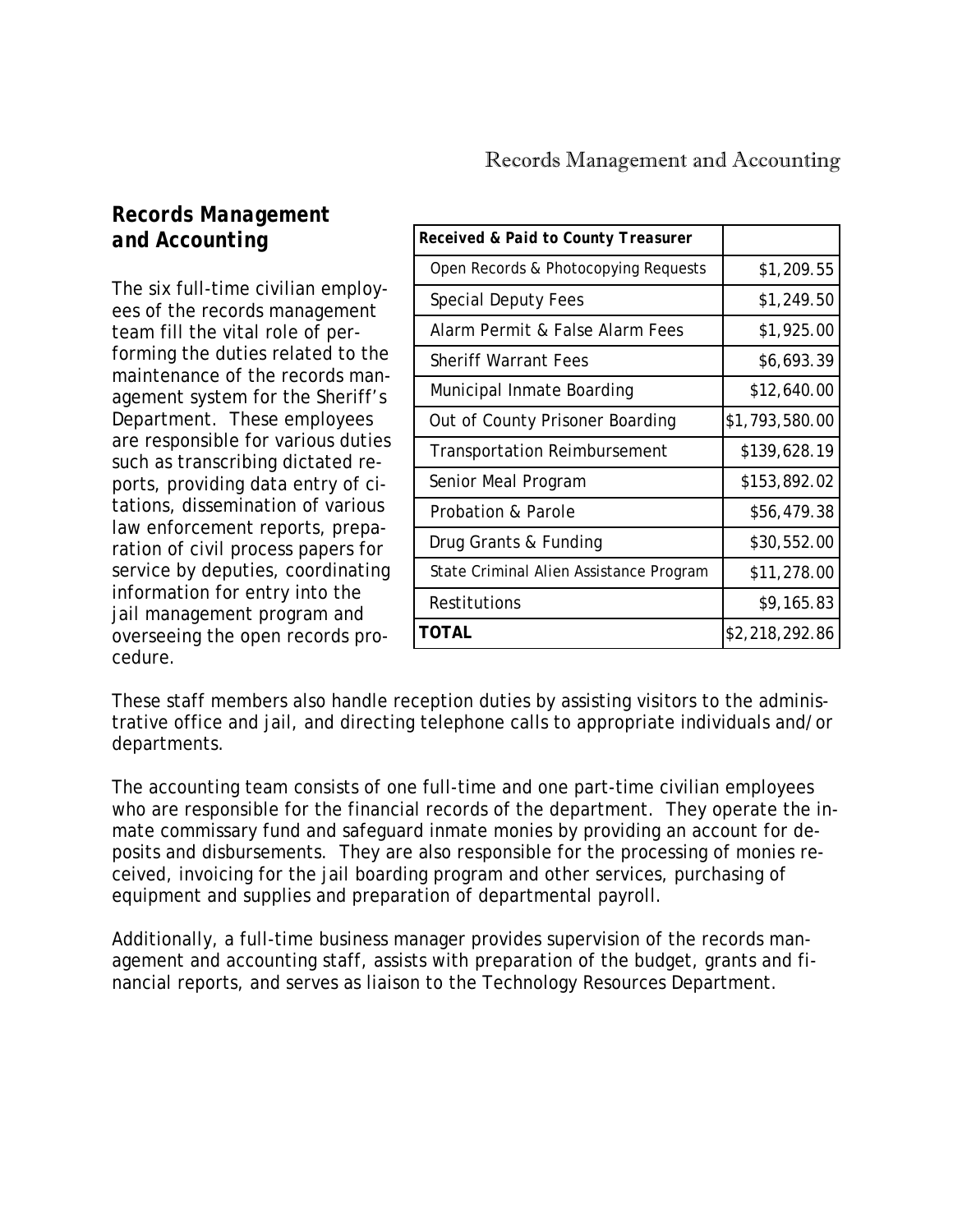## Records Management and Accounting

The six full-time civilian employees of the records management team fill the vital role of performing the duties related to the maintenance of the records management system for the Sheriff's Department. These employees are responsible for various duties such as transcribing dictated reports, providing data entry of citations, dissemination of various law enforcement reports, preparation of civil process papers for service by deputies, coordinating information for entry into the jail management program and overseeing the open records procedure.

| **Received & Paid to County Treasurer** | |
|---|---|
| Open Records & Photocopying Requests | $1,209.55 |
| Special Deputy Fees | $1,249.50 |
| Alarm Permit & False Alarm Fees | $1,925.00 |
| Sheriff Warrant Fees | $6,693.39 |
| Municipal Inmate Boarding | $12,640.00 |
| Out of County Prisoner Boarding | $1,793,580.00 |
| Transportation Reimbursement | $139,628.19 |
| Senior Meal Program | $153,892.02 |
| Probation & Parole | $56,479.38 |
| Drug Grants & Funding | $30,552.00 |
| State Criminal Alien Assistance Program | $11,278.00 |
| Restitutions | $9,165.83 |
| **TOTAL** | $2,218,292.86 |

These staff members also handle reception duties by assisting visitors to the administrative office and jail, and directing telephone calls to appropriate individuals and/or departments.

The accounting team consists of one full-time and one part-time civilian employees who are responsible for the financial records of the department. They operate the inmate commissary fund and safeguard inmate monies by providing an account for deposits and disbursements. They are also responsible for the processing of monies received, invoicing for the jail boarding program and other services, purchasing of equipment and supplies and preparation of departmental payroll.

Additionally, a full-time business manager provides supervision of the records management and accounting staff, assists with preparation of the budget, grants and financial reports, and serves as liaison to the Technology Resources Department.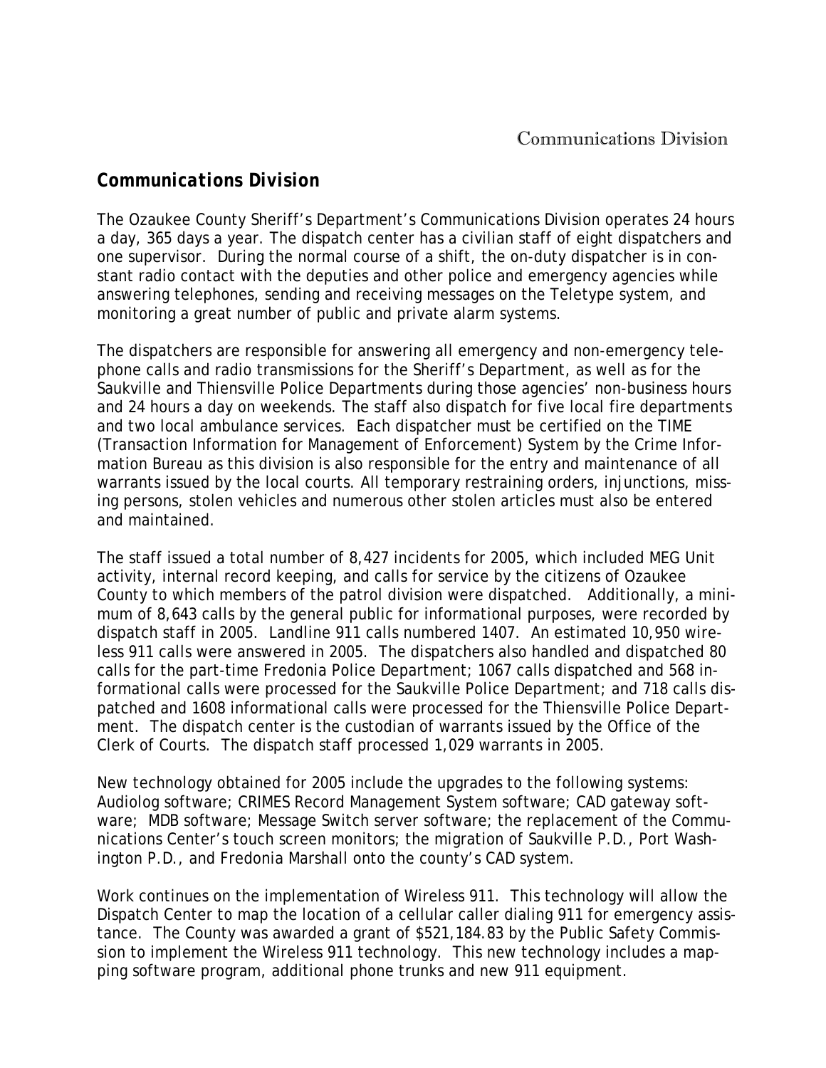## Communications Division

The Ozaukee County Sheriff's Department's Communications Division operates 24 hours a day, 365 days a year. The dispatch center has a civilian staff of eight dispatchers and one supervisor. During the normal course of a shift, the on-duty dispatcher is in constant radio contact with the deputies and other police and emergency agencies while answering telephones, sending and receiving messages on the Teletype system, and monitoring a great number of public and private alarm systems.

The dispatchers are responsible for answering all emergency and non-emergency telephone calls and radio transmissions for the Sheriff's Department, as well as for the Saukville and Thiensville Police Departments during those agencies' non-business hours and 24 hours a day on weekends. The staff also dispatch for five local fire departments and two local ambulance services. Each dispatcher must be certified on the TIME (Transaction Information for Management of Enforcement) System by the Crime Information Bureau as this division is also responsible for the entry and maintenance of all warrants issued by the local courts. All temporary restraining orders, injunctions, missing persons, stolen vehicles and numerous other stolen articles must also be entered and maintained.

The staff issued a total number of 8,427 incidents for 2005, which included MEG Unit activity, internal record keeping, and calls for service by the citizens of Ozaukee County to which members of the patrol division were dispatched. Additionally, a minimum of 8,643 calls by the general public for informational purposes, were recorded by dispatch staff in 2005. Landline 911 calls numbered 1407. An estimated 10,950 wireless 911 calls were answered in 2005. The dispatchers also handled and dispatched 80 calls for the part-time Fredonia Police Department; 1067 calls dispatched and 568 informational calls were processed for the Saukville Police Department; and 718 calls dispatched and 1608 informational calls were processed for the Thiensville Police Department. The dispatch center is the custodian of warrants issued by the Office of the Clerk of Courts. The dispatch staff processed 1,029 warrants in 2005.

New technology obtained for 2005 include the upgrades to the following systems: Audiolog software; CRIMES Record Management System software; CAD gateway software; MDB software; Message Switch server software; the replacement of the Communications Center's touch screen monitors; the migration of Saukville P.D., Port Washington P.D., and Fredonia Marshall onto the county's CAD system.

Work continues on the implementation of Wireless 911. This technology will allow the Dispatch Center to map the location of a cellular caller dialing 911 for emergency assistance. The County was awarded a grant of $521,184.83 by the Public Safety Commission to implement the Wireless 911 technology. This new technology includes a mapping software program, additional phone trunks and new 911 equipment.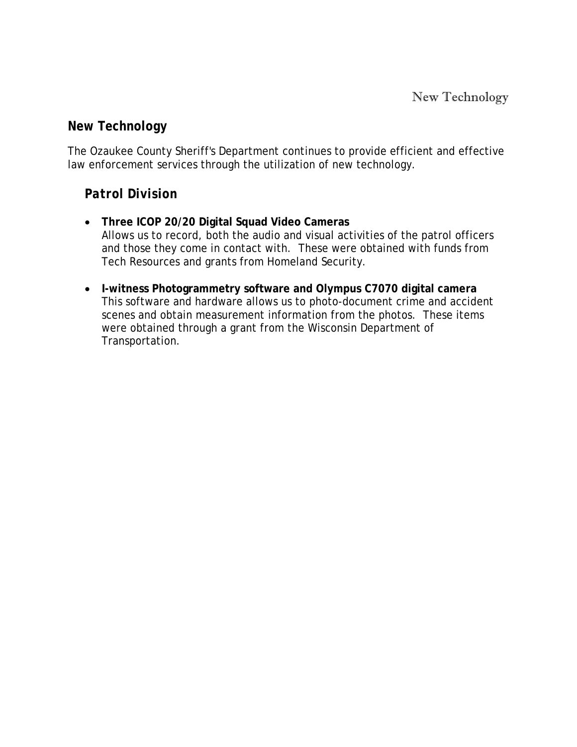## New Technology

The Ozaukee County Sheriff's Department continues to provide efficient and effective law enforcement services through the utilization of new technology.

### *Patrol Division*

- **Three ICOP 20/20 Digital Squad Video Cameras**
  Allows us to record, both the audio and visual activities of the patrol officers and those they come in contact with.  These were obtained with funds from Tech Resources and grants from Homeland Security.

- **I-witness Photogrammetry software and Olympus C7070 digital camera**
  This software and hardware allows us to photo-document crime and accident scenes and obtain measurement information from the photos.  These items were obtained through a grant from the Wisconsin Department of Transportation.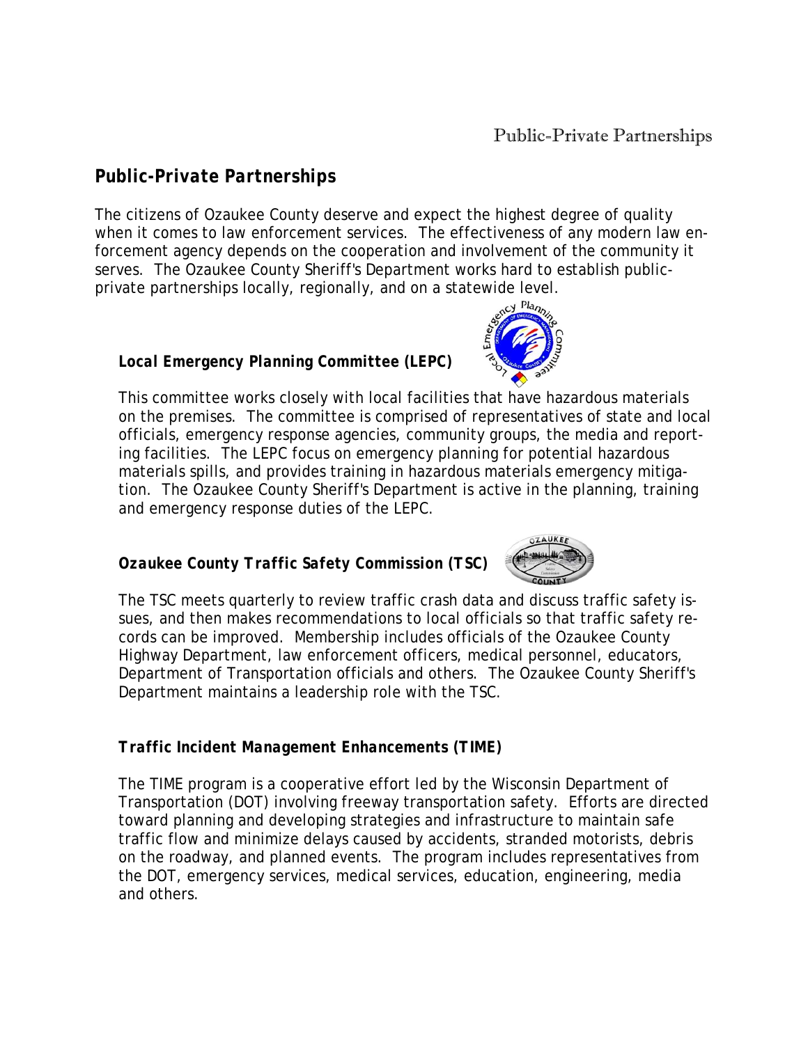## Public-Private Partnerships

The citizens of Ozaukee County deserve and expect the highest degree of quality when it comes to law enforcement services. The effectiveness of any modern law enforcement agency depends on the cooperation and involvement of the community it serves. The Ozaukee County Sheriff's Department works hard to establish public-private partnerships locally, regionally, and on a statewide level.

### Local Emergency Planning Committee (LEPC)

This committee works closely with local facilities that have hazardous materials on the premises. The committee is comprised of representatives of state and local officials, emergency response agencies, community groups, the media and reporting facilities. The LEPC focus on emergency planning for potential hazardous materials spills, and provides training in hazardous materials emergency mitigation. The Ozaukee County Sheriff's Department is active in the planning, training and emergency response duties of the LEPC.

### Ozaukee County Traffic Safety Commission (TSC)

The TSC meets quarterly to review traffic crash data and discuss traffic safety issues, and then makes recommendations to local officials so that traffic safety records can be improved. Membership includes officials of the Ozaukee County Highway Department, law enforcement officers, medical personnel, educators, Department of Transportation officials and others. The Ozaukee County Sheriff's Department maintains a leadership role with the TSC.

### Traffic Incident Management Enhancements (TIME)

The TIME program is a cooperative effort led by the Wisconsin Department of Transportation (DOT) involving freeway transportation safety. Efforts are directed toward planning and developing strategies and infrastructure to maintain safe traffic flow and minimize delays caused by accidents, stranded motorists, debris on the roadway, and planned events. The program includes representatives from the DOT, emergency services, medical services, education, engineering, media and others.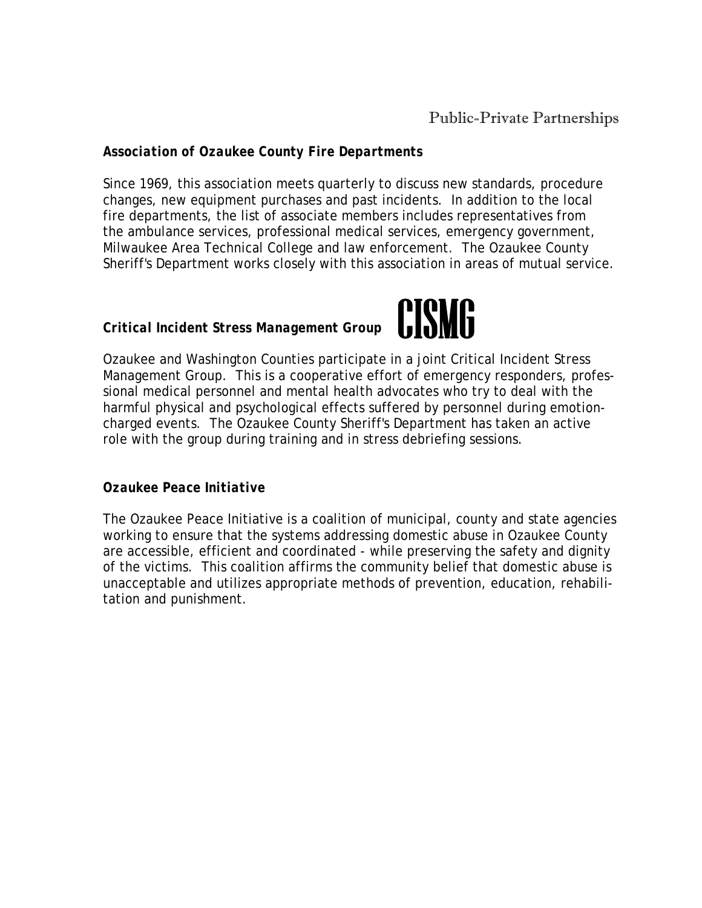# Public-Private Partnerships

### *Association of Ozaukee County Fire Departments*

Since 1969, this association meets quarterly to discuss new standards, procedure changes, new equipment purchases and past incidents. In addition to the local fire departments, the list of associate members includes representatives from the ambulance services, professional medical services, emergency government, Milwaukee Area Technical College and law enforcement. The Ozaukee County Sheriff's Department works closely with this association in areas of mutual service.

### *Critical Incident Stress Management Group* CISMG

Ozaukee and Washington Counties participate in a joint Critical Incident Stress Management Group. This is a cooperative effort of emergency responders, professional medical personnel and mental health advocates who try to deal with the harmful physical and psychological effects suffered by personnel during emotion-charged events. The Ozaukee County Sheriff's Department has taken an active role with the group during training and in stress debriefing sessions.

### *Ozaukee Peace Initiative*

The Ozaukee Peace Initiative is a coalition of municipal, county and state agencies working to ensure that the systems addressing domestic abuse in Ozaukee County are accessible, efficient and coordinated - while preserving the safety and dignity of the victims. This coalition affirms the community belief that domestic abuse is unacceptable and utilizes appropriate methods of prevention, education, rehabilitation and punishment.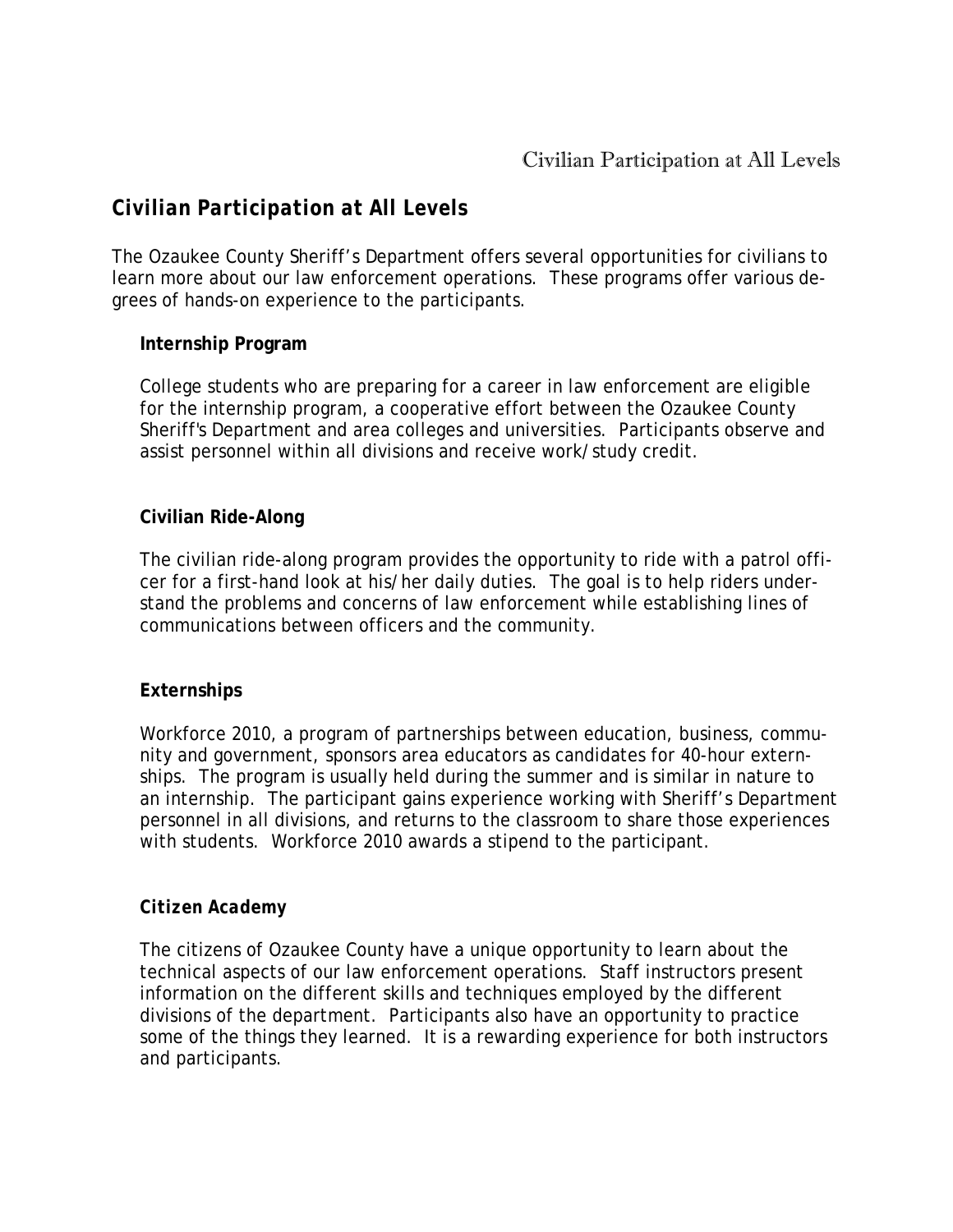## *Civilian Participation at All Levels*

The Ozaukee County Sheriff's Department offers several opportunities for civilians to learn more about our law enforcement operations. These programs offer various degrees of hands-on experience to the participants.

### Internship Program

College students who are preparing for a career in law enforcement are eligible for the internship program, a cooperative effort between the Ozaukee County Sheriff's Department and area colleges and universities. Participants observe and assist personnel within all divisions and receive work/study credit.

### Civilian Ride-Along

The civilian ride-along program provides the opportunity to ride with a patrol officer for a first-hand look at his/her daily duties. The goal is to help riders understand the problems and concerns of law enforcement while establishing lines of communications between officers and the community.

### Externships

Workforce 2010, a program of partnerships between education, business, community and government, sponsors area educators as candidates for 40-hour externships. The program is usually held during the summer and is similar in nature to an internship. The participant gains experience working with Sheriff's Department personnel in all divisions, and returns to the classroom to share those experiences with students. Workforce 2010 awards a stipend to the participant.

### *Citizen Academy*

The citizens of Ozaukee County have a unique opportunity to learn about the technical aspects of our law enforcement operations. Staff instructors present information on the different skills and techniques employed by the different divisions of the department. Participants also have an opportunity to practice some of the things they learned. It is a rewarding experience for both instructors and participants.